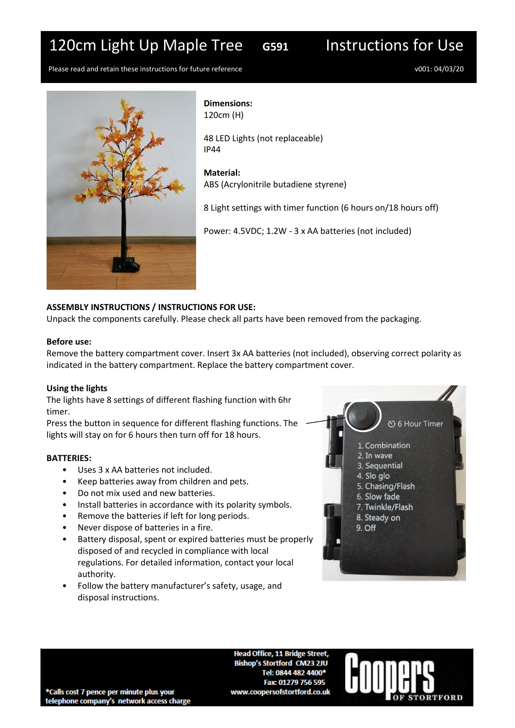# 120cm Light Up Maple Tree G591 — Instructions for Use

Please read and retain these instructions for future reference

v001: 04/03/20

**Dimensions:**
120cm (H)

48 LED Lights (not replaceable)
IP44

**Material:**
ABS (Acrylonitrile butadiene styrene)

8 Light settings with timer function (6 hours on/18 hours off)

Power: 4.5VDC; 1.2W - 3 x AA batteries (not included)

**ASSEMBLY INSTRUCTIONS / INSTRUCTIONS FOR USE:**
Unpack the components carefully. Please check all parts have been removed from the packaging.

**Before use:**
Remove the battery compartment cover. Insert 3x AA batteries (not included), observing correct polarity as indicated in the battery compartment. Replace the battery compartment cover.

**Using the lights**
The lights have 8 settings of different flashing function with 6hr timer.
Press the button in sequence for different flashing functions. The lights will stay on for 6 hours then turn off for 18 hours.

6 Hour Timer

1. Combination
2. In wave
3. Sequential
4. Slo glo
5. Chasing/Flash
6. Slow fade
7. Twinkle/Flash
8. Steady on
9. Off

**BATTERIES:**

- Uses 3 x AA batteries not included.
- Keep batteries away from children and pets.
- Do not mix used and new batteries.
- Install batteries in accordance with its polarity symbols.
- Remove the batteries if left for long periods.
- Never dispose of batteries in a fire.
- Battery disposal, spent or expired batteries must be properly disposed of and recycled in compliance with local regulations. For detailed information, contact your local authority.
- Follow the battery manufacturer's safety, usage, and disposal instructions.

*Calls cost 7 pence per minute plus your telephone company's network access charge

Head Office, 11 Bridge Street, Bishop's Stortford CM23 2JU
Tel: 0844 482 4400*
Fax: 01279 756 595
www.coopersofstortford.co.uk

Coopers OF STORTFORD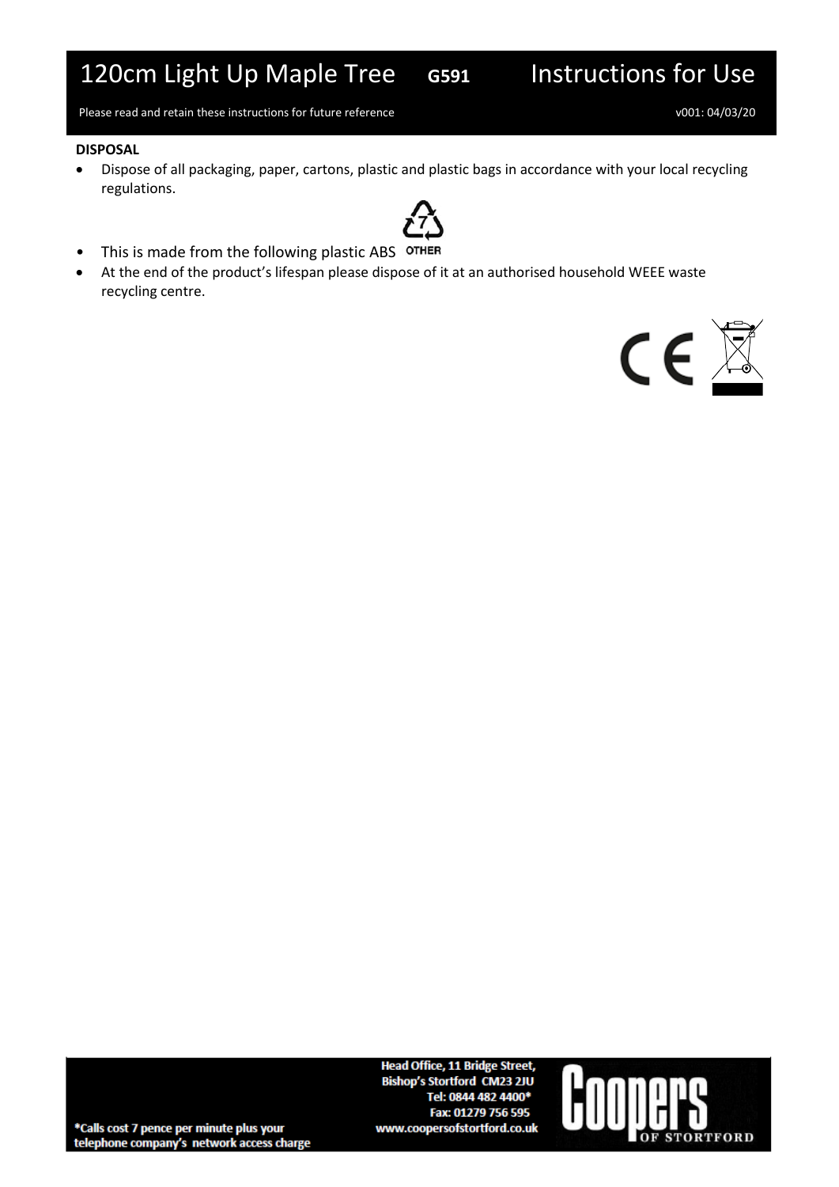**DISPOSAL**

- Dispose of all packaging, paper, cartons, plastic and plastic bags in accordance with your local recycling regulations.
- This is made from the following plastic ABS OTHER
- At the end of the product's lifespan please dispose of it at an authorised household WEEE waste recycling centre.

Head Office, 11 Bridge Street,
Bishop's Stortford CM23 2JU
Tel: 0844 482 4400*
Fax: 01279 756 595
www.coopersofstortford.co.uk

*Calls cost 7 pence per minute plus your telephone company's network access charge